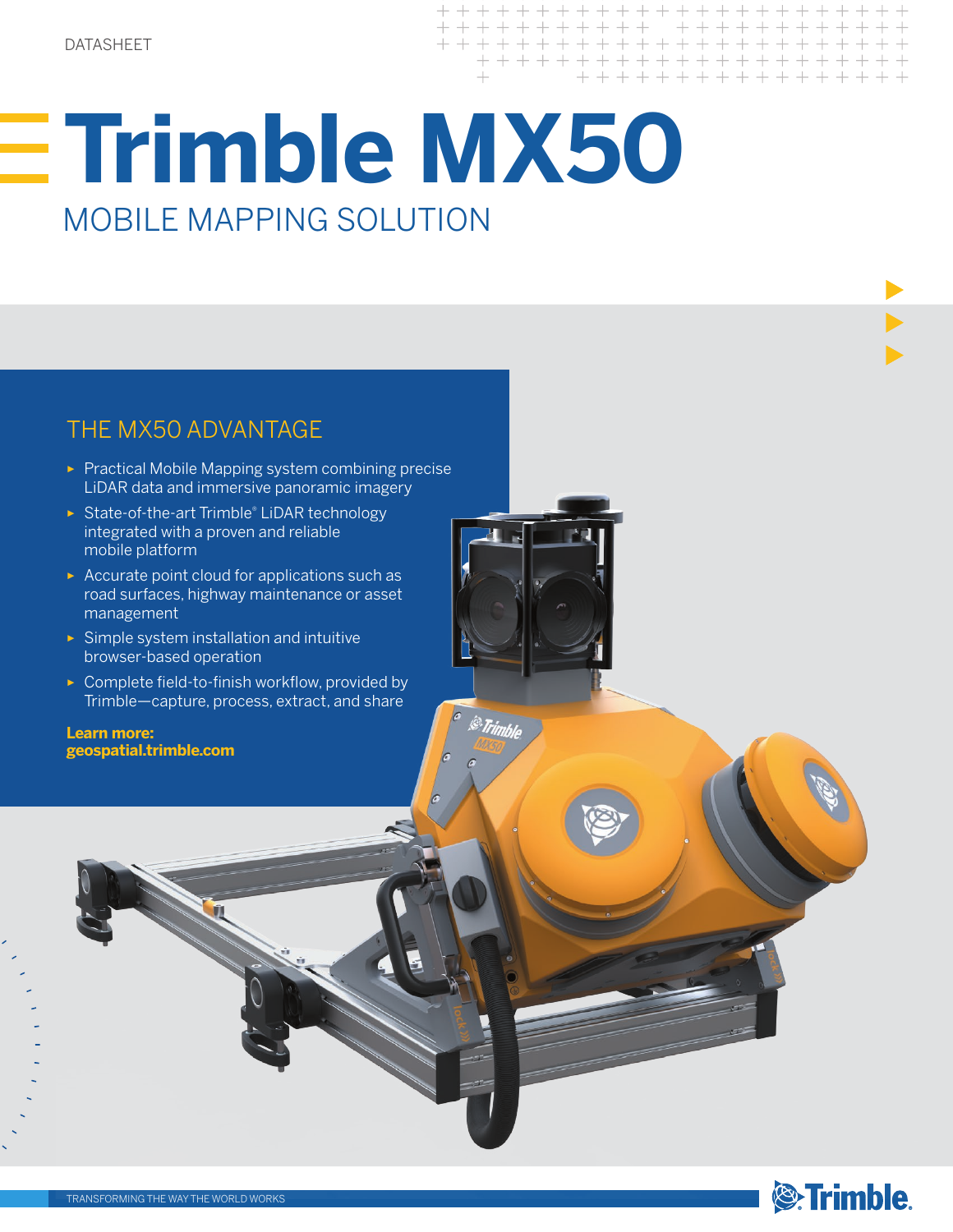DATASHEET

# Trimble MX50

## MOBILE MAPPING SOLUTION

### THE MX50 ADVANTAGE

- Practical Mobile Mapping system combining precise LiDAR data and immersive panoramic imagery
- State-of-the-art Trimble® LiDAR technology integrated with a proven and reliable mobile platform
- Accurate point cloud for applications such as road surfaces, highway maintenance or asset management
- Simple system installation and intuitive browser-based operation
- Complete field-to-finish workflow, provided by Trimble—capture, process, extract, and share

**Learn more:**
**geospatial.trimble.com**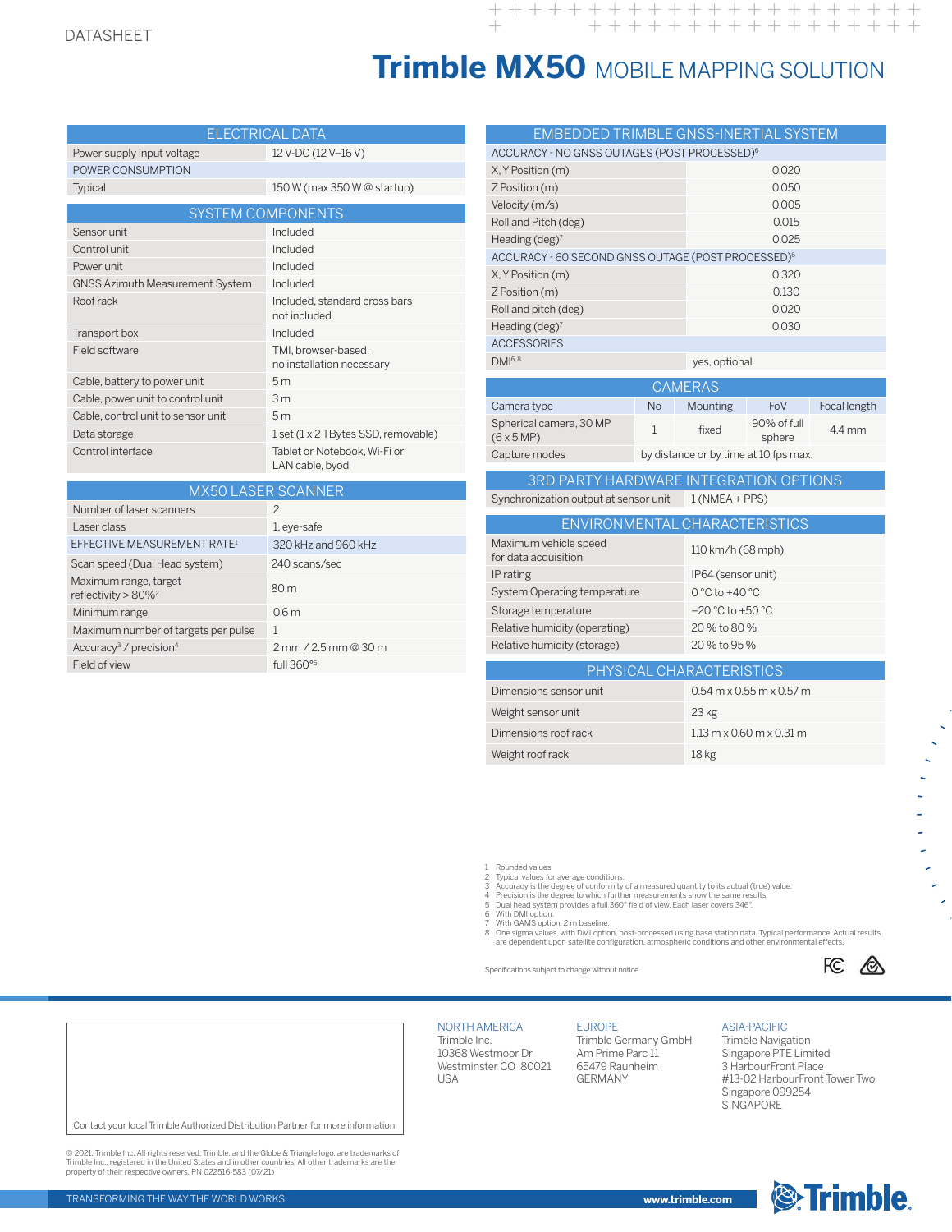DATASHEET

# Trimble MX50 MOBILE MAPPING SOLUTION

## ELECTRICAL DATA

| | |
|---|---|
| Power supply input voltage | 12 V-DC (12 V–16 V) |
| POWER CONSUMPTION | |
| Typical | 150 W (max 350 W @ startup) |

## SYSTEM COMPONENTS

| | |
|---|---|
| Sensor unit | Included |
| Control unit | Included |
| Power unit | Included |
| GNSS Azimuth Measurement System | Included |
| Roof rack | Included, standard cross bars not included |
| Transport box | Included |
| Field software | TMI, browser-based, no installation necessary |
| Cable, battery to power unit | 5 m |
| Cable, power unit to control unit | 3 m |
| Cable, control unit to sensor unit | 5 m |
| Data storage | 1 set (1 x 2 TBytes SSD, removable) |
| Control interface | Tablet or Notebook, Wi-Fi or LAN cable, byod |

## MX50 LASER SCANNER

| | |
|---|---|
| Number of laser scanners | 2 |
| Laser class | 1, eye-safe |
| EFFECTIVE MEASUREMENT RATE[1] | 320 kHz and 960 kHz |
| Scan speed (Dual Head system) | 240 scans/sec |
| Maximum range, target reflectivity > 80%[2] | 80 m |
| Minimum range | 0.6 m |
| Maximum number of targets per pulse | 1 |
| Accuracy[3] / precision[4] | 2 mm / 2.5 mm @ 30 m |
| Field of view | full 360°[5] |

## EMBEDDED TRIMBLE GNSS-INERTIAL SYSTEM

| | |
|---|---|
| ACCURACY - NO GNSS OUTAGES (POST PROCESSED)[6] | |
| X, Y Position (m) | 0.020 |
| Z Position (m) | 0.050 |
| Velocity (m/s) | 0.005 |
| Roll and Pitch (deg) | 0.015 |
| Heading (deg)[7] | 0.025 |
| ACCURACY - 60 SECOND GNSS OUTAGE (POST PROCESSED)[6] | |
| X, Y Position (m) | 0.320 |
| Z Position (m) | 0.130 |
| Roll and pitch (deg) | 0.020 |
| Heading (deg)[7] | 0.030 |
| ACCESSORIES | |
| DMI[6,8] | yes, optional |

## CAMERAS

| Camera type | No | Mounting | FoV | Focal length |
|---|---|---|---|---|
| Spherical camera, 30 MP (6 x 5 MP) | 1 | fixed | 90% of full sphere | 4.4 mm |
| Capture modes | by distance or by time at 10 fps max. | | | |

## 3RD PARTY HARDWARE INTEGRATION OPTIONS

| | |
|---|---|
| Synchronization output at sensor unit | 1 (NMEA + PPS) |

## ENVIRONMENTAL CHARACTERISTICS

| | |
|---|---|
| Maximum vehicle speed for data acquisition | 110 km/h (68 mph) |
| IP rating | IP64 (sensor unit) |
| System Operating temperature | 0 °C to +40 °C |
| Storage temperature | −20 °C to +50 °C |
| Relative humidity (operating) | 20 % to 80 % |
| Relative humidity (storage) | 20 % to 95 % |

## PHYSICAL CHARACTERISTICS

| | |
|---|---|
| Dimensions sensor unit | 0.54 m x 0.55 m x 0.57 m |
| Weight sensor unit | 23 kg |
| Dimensions roof rack | 1.13 m x 0.60 m x 0.31 m |
| Weight roof rack | 18 kg |

1 Rounded values
2 Typical values for average conditions.
3 Accuracy is the degree of conformity of a measured quantity to its actual (true) value.
4 Precision is the degree to which further measurements show the same results.
5 Dual head system provides a full 360° field of view. Each laser covers 346°.
6 With DMI option.
7 With GAMS option, 2 m baseline.
8 One sigma values, with DMI option, post-processed using base station data. Typical performance. Actual results are dependent upon satellite configuration, atmospheric conditions and other environmental effects.

Specifications subject to change without notice.

Contact your local Trimble Authorized Distribution Partner for more information

NORTH AMERICA
Trimble Inc.
10368 Westmoor Dr
Westminster CO 80021
USA

EUROPE
Trimble Germany GmbH
Am Prime Parc 11
65479 Raunheim
GERMANY

ASIA-PACIFIC
Trimble Navigation
Singapore PTE Limited
3 HarbourFront Place
#13-02 HarbourFront Tower Two
Singapore 099254
SINGAPORE

© 2021, Trimble Inc. All rights reserved. Trimble, and the Globe & Triangle logo, are trademarks of Trimble Inc., registered in the United States and in other countries. All other trademarks are the property of their respective owners. PN 022516-583 (07/21)

TRANSFORMING THE WAY THE WORLD WORKS

www.trimble.com